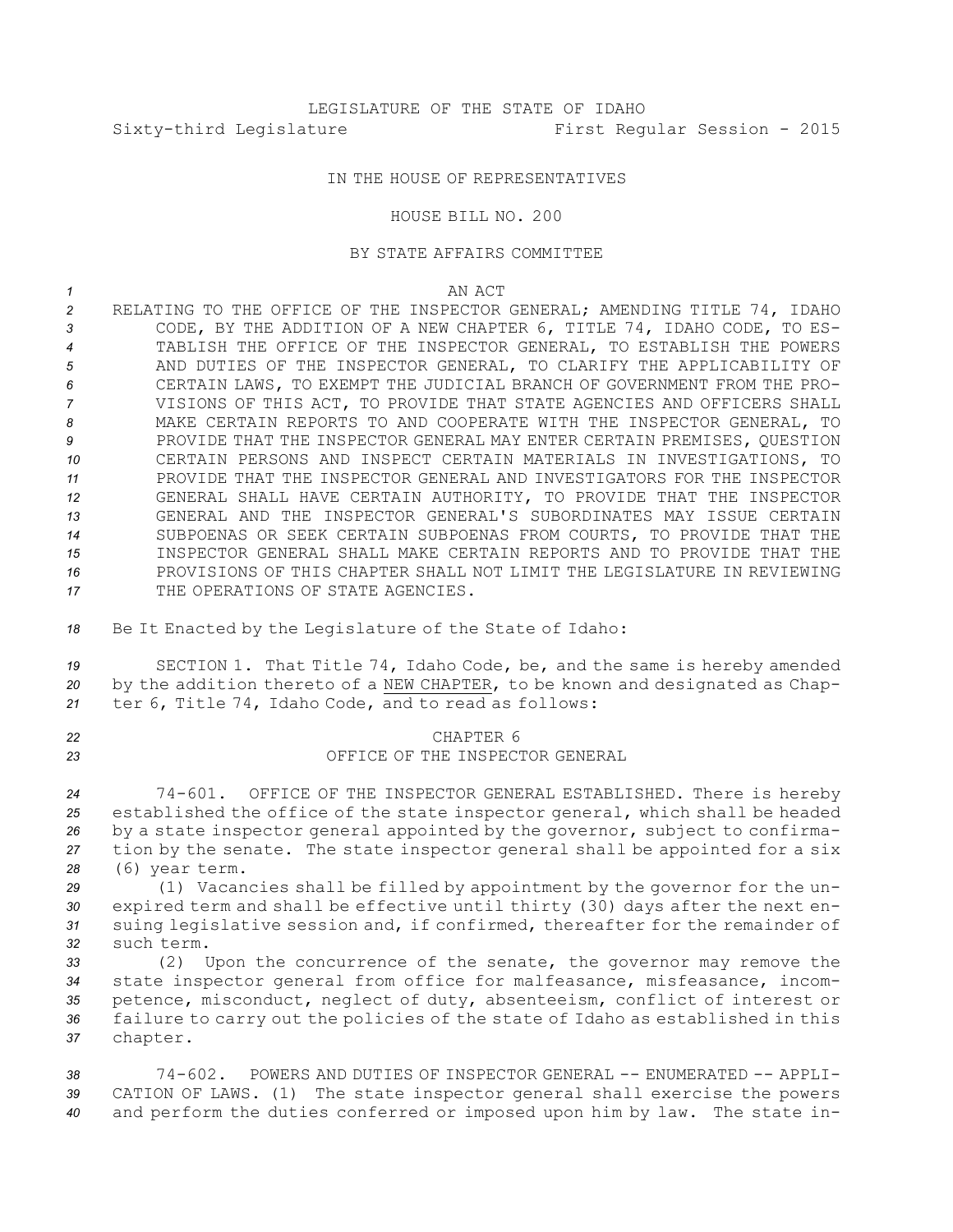LEGISLATURE OF THE STATE OF IDAHO

Sixty-third Legislature First Regular Session - 2015

IN THE HOUSE OF REPRESENTATIVES

HOUSE BILL NO. 200

BY STATE AFFAIRS COMMITTEE

AN ACT

RELATING TO THE OFFICE OF THE INSPECTOR GENERAL; AMENDING TITLE 74, IDAHO CODE, BY THE ADDITION OF A NEW CHAPTER 6, TITLE 74, IDAHO CODE, TO ESTABLISH THE OFFICE OF THE INSPECTOR GENERAL, TO ESTABLISH THE POWERS AND DUTIES OF THE INSPECTOR GENERAL, TO CLARIFY THE APPLICABILITY OF CERTAIN LAWS, TO EXEMPT THE JUDICIAL BRANCH OF GOVERNMENT FROM THE PROVISIONS OF THIS ACT, TO PROVIDE THAT STATE AGENCIES AND OFFICERS SHALL MAKE CERTAIN REPORTS TO AND COOPERATE WITH THE INSPECTOR GENERAL, TO PROVIDE THAT THE INSPECTOR GENERAL MAY ENTER CERTAIN PREMISES, QUESTION CERTAIN PERSONS AND INSPECT CERTAIN MATERIALS IN INVESTIGATIONS, TO PROVIDE THAT THE INSPECTOR GENERAL AND INVESTIGATORS FOR THE INSPECTOR GENERAL SHALL HAVE CERTAIN AUTHORITY, TO PROVIDE THAT THE INSPECTOR GENERAL AND THE INSPECTOR GENERAL'S SUBORDINATES MAY ISSUE CERTAIN SUBPOENAS OR SEEK CERTAIN SUBPOENAS FROM COURTS, TO PROVIDE THAT THE INSPECTOR GENERAL SHALL MAKE CERTAIN REPORTS AND TO PROVIDE THAT THE PROVISIONS OF THIS CHAPTER SHALL NOT LIMIT THE LEGISLATURE IN REVIEWING THE OPERATIONS OF STATE AGENCIES.

Be It Enacted by the Legislature of the State of Idaho:

SECTION 1. That Title 74, Idaho Code, be, and the same is hereby amended by the addition thereto of a NEW CHAPTER, to be known and designated as Chapter 6, Title 74, Idaho Code, and to read as follows:

CHAPTER 6

OFFICE OF THE INSPECTOR GENERAL

74-601. OFFICE OF THE INSPECTOR GENERAL ESTABLISHED. There is hereby established the office of the state inspector general, which shall be headed by a state inspector general appointed by the governor, subject to confirmation by the senate. The state inspector general shall be appointed for a six (6) year term.

(1) Vacancies shall be filled by appointment by the governor for the unexpired term and shall be effective until thirty (30) days after the next ensuing legislative session and, if confirmed, thereafter for the remainder of such term.

(2) Upon the concurrence of the senate, the governor may remove the state inspector general from office for malfeasance, misfeasance, incompetence, misconduct, neglect of duty, absenteeism, conflict of interest or failure to carry out the policies of the state of Idaho as established in this chapter.

74-602. POWERS AND DUTIES OF INSPECTOR GENERAL -- ENUMERATED -- APPLICATION OF LAWS. (1) The state inspector general shall exercise the powers and perform the duties conferred or imposed upon him by law. The state in-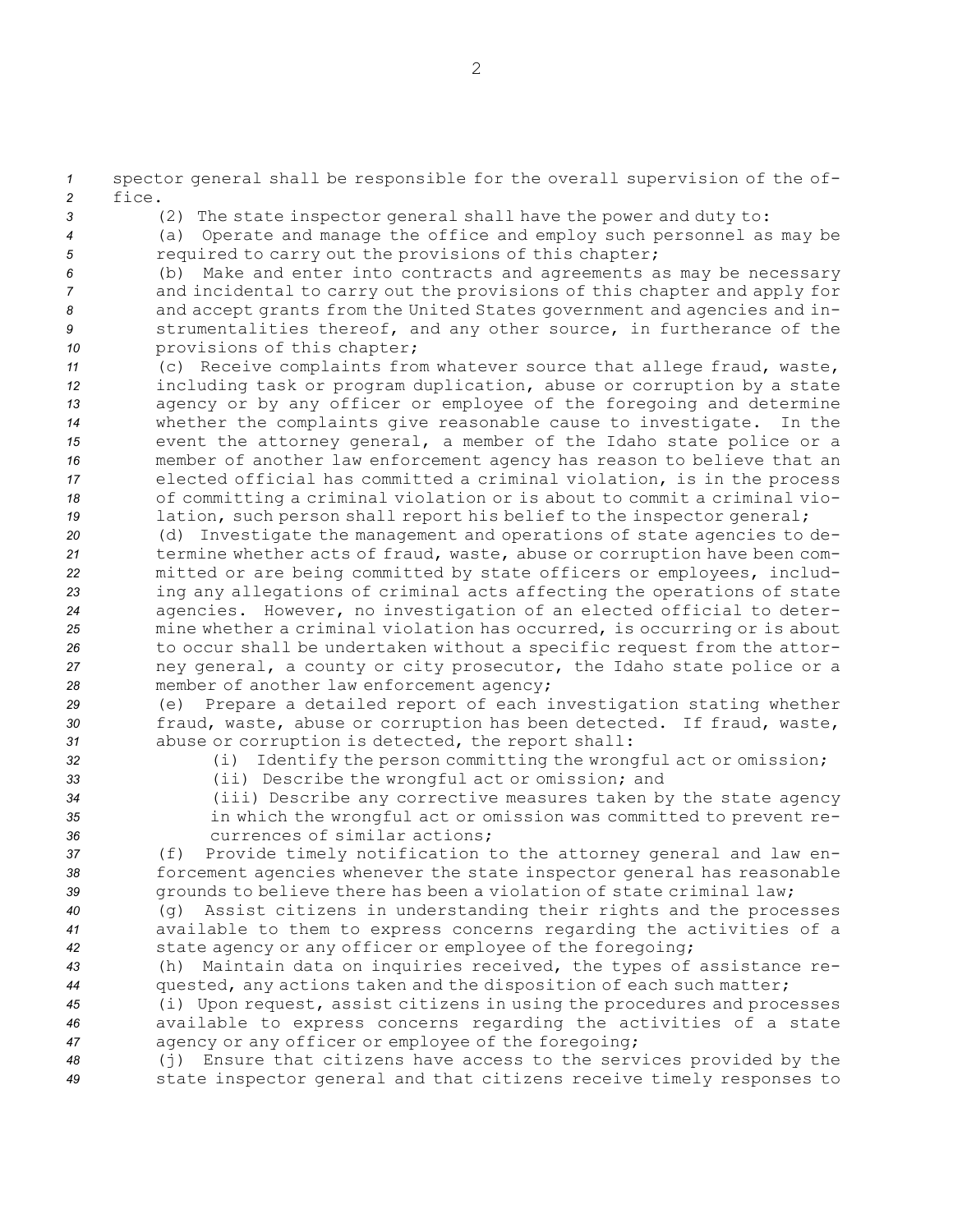spector general shall be responsible for the overall supervision of the office.

(2) The state inspector general shall have the power and duty to:

(a) Operate and manage the office and employ such personnel as may be required to carry out the provisions of this chapter;

(b) Make and enter into contracts and agreements as may be necessary and incidental to carry out the provisions of this chapter and apply for and accept grants from the United States government and agencies and instrumentalities thereof, and any other source, in furtherance of the provisions of this chapter;

(c) Receive complaints from whatever source that allege fraud, waste, including task or program duplication, abuse or corruption by a state agency or by any officer or employee of the foregoing and determine whether the complaints give reasonable cause to investigate. In the event the attorney general, a member of the Idaho state police or a member of another law enforcement agency has reason to believe that an elected official has committed a criminal violation, is in the process of committing a criminal violation or is about to commit a criminal violation, such person shall report his belief to the inspector general;

(d) Investigate the management and operations of state agencies to determine whether acts of fraud, waste, abuse or corruption have been committed or are being committed by state officers or employees, including any allegations of criminal acts affecting the operations of state agencies. However, no investigation of an elected official to determine whether a criminal violation has occurred, is occurring or is about to occur shall be undertaken without a specific request from the attorney general, a county or city prosecutor, the Idaho state police or a member of another law enforcement agency;

(e) Prepare a detailed report of each investigation stating whether fraud, waste, abuse or corruption has been detected. If fraud, waste, abuse or corruption is detected, the report shall:

(i) Identify the person committing the wrongful act or omission;

(ii) Describe the wrongful act or omission; and

(iii) Describe any corrective measures taken by the state agency in which the wrongful act or omission was committed to prevent recurrences of similar actions;

(f) Provide timely notification to the attorney general and law enforcement agencies whenever the state inspector general has reasonable grounds to believe there has been a violation of state criminal law;

(g) Assist citizens in understanding their rights and the processes available to them to express concerns regarding the activities of a state agency or any officer or employee of the foregoing;

(h) Maintain data on inquiries received, the types of assistance requested, any actions taken and the disposition of each such matter;

(i) Upon request, assist citizens in using the procedures and processes available to express concerns regarding the activities of a state agency or any officer or employee of the foregoing;

(j) Ensure that citizens have access to the services provided by the state inspector general and that citizens receive timely responses to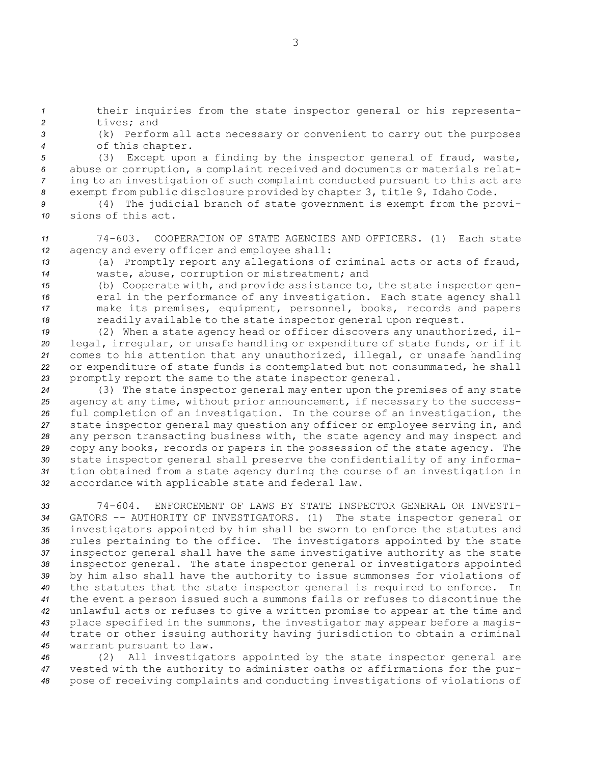their inquiries from the state inspector general or his representatives; and

(k) Perform all acts necessary or convenient to carry out the purposes of this chapter.

(3) Except upon a finding by the inspector general of fraud, waste, abuse or corruption, a complaint received and documents or materials relating to an investigation of such complaint conducted pursuant to this act are exempt from public disclosure provided by chapter 3, title 9, Idaho Code.

(4) The judicial branch of state government is exempt from the provisions of this act.

74-603. COOPERATION OF STATE AGENCIES AND OFFICERS. (1) Each state agency and every officer and employee shall:

(a) Promptly report any allegations of criminal acts or acts of fraud, waste, abuse, corruption or mistreatment; and

(b) Cooperate with, and provide assistance to, the state inspector general in the performance of any investigation. Each state agency shall make its premises, equipment, personnel, books, records and papers readily available to the state inspector general upon request.

(2) When a state agency head or officer discovers any unauthorized, illegal, irregular, or unsafe handling or expenditure of state funds, or if it comes to his attention that any unauthorized, illegal, or unsafe handling or expenditure of state funds is contemplated but not consummated, he shall promptly report the same to the state inspector general.

(3) The state inspector general may enter upon the premises of any state agency at any time, without prior announcement, if necessary to the successful completion of an investigation. In the course of an investigation, the state inspector general may question any officer or employee serving in, and any person transacting business with, the state agency and may inspect and copy any books, records or papers in the possession of the state agency. The state inspector general shall preserve the confidentiality of any information obtained from a state agency during the course of an investigation in accordance with applicable state and federal law.

74-604. ENFORCEMENT OF LAWS BY STATE INSPECTOR GENERAL OR INVESTIGATORS -- AUTHORITY OF INVESTIGATORS. (1) The state inspector general or investigators appointed by him shall be sworn to enforce the statutes and rules pertaining to the office. The investigators appointed by the state inspector general shall have the same investigative authority as the state inspector general. The state inspector general or investigators appointed by him also shall have the authority to issue summonses for violations of the statutes that the state inspector general is required to enforce. In the event a person issued such a summons fails or refuses to discontinue the unlawful acts or refuses to give a written promise to appear at the time and place specified in the summons, the investigator may appear before a magistrate or other issuing authority having jurisdiction to obtain a criminal warrant pursuant to law.

(2) All investigators appointed by the state inspector general are vested with the authority to administer oaths or affirmations for the purpose of receiving complaints and conducting investigations of violations of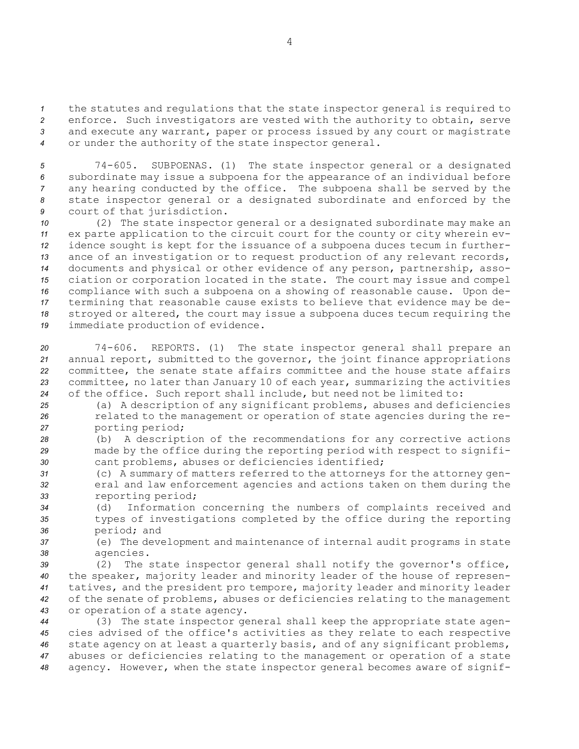the statutes and regulations that the state inspector general is required to enforce. Such investigators are vested with the authority to obtain, serve and execute any warrant, paper or process issued by any court or magistrate or under the authority of the state inspector general.

74-605. SUBPOENAS. (1) The state inspector general or a designated subordinate may issue a subpoena for the appearance of an individual before any hearing conducted by the office. The subpoena shall be served by the state inspector general or a designated subordinate and enforced by the court of that jurisdiction.

(2) The state inspector general or a designated subordinate may make an ex parte application to the circuit court for the county or city wherein evidence sought is kept for the issuance of a subpoena duces tecum in furtherance of an investigation or to request production of any relevant records, documents and physical or other evidence of any person, partnership, association or corporation located in the state. The court may issue and compel compliance with such a subpoena on a showing of reasonable cause. Upon determining that reasonable cause exists to believe that evidence may be destroyed or altered, the court may issue a subpoena duces tecum requiring the immediate production of evidence.

74-606. REPORTS. (1) The state inspector general shall prepare an annual report, submitted to the governor, the joint finance appropriations committee, the senate state affairs committee and the house state affairs committee, no later than January 10 of each year, summarizing the activities of the office. Such report shall include, but need not be limited to:

(a) A description of any significant problems, abuses and deficiencies related to the management or operation of state agencies during the reporting period;

(b) A description of the recommendations for any corrective actions made by the office during the reporting period with respect to significant problems, abuses or deficiencies identified;

(c) A summary of matters referred to the attorneys for the attorney general and law enforcement agencies and actions taken on them during the reporting period;

(d) Information concerning the numbers of complaints received and types of investigations completed by the office during the reporting period; and

(e) The development and maintenance of internal audit programs in state agencies.

(2) The state inspector general shall notify the governor's office, the speaker, majority leader and minority leader of the house of representatives, and the president pro tempore, majority leader and minority leader of the senate of problems, abuses or deficiencies relating to the management or operation of a state agency.

(3) The state inspector general shall keep the appropriate state agencies advised of the office's activities as they relate to each respective state agency on at least a quarterly basis, and of any significant problems, abuses or deficiencies relating to the management or operation of a state agency. However, when the state inspector general becomes aware of signif-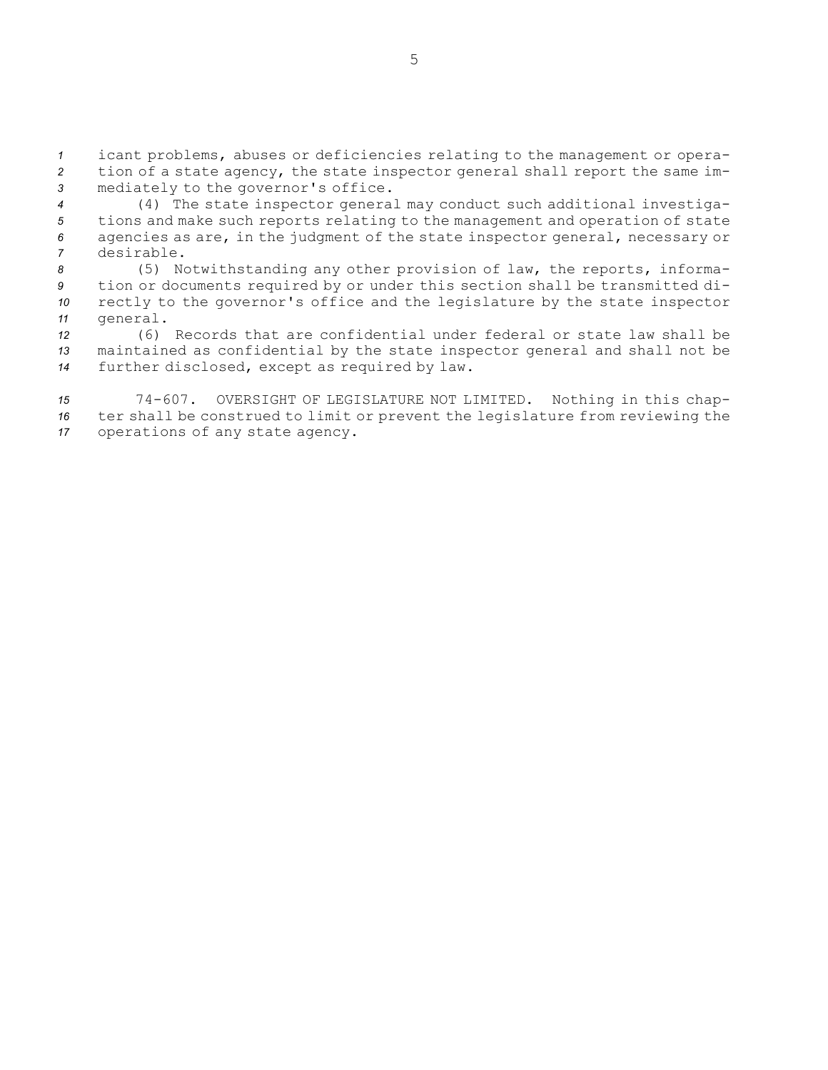icant problems, abuses or deficiencies relating to the management or operation of a state agency, the state inspector general shall report the same immediately to the governor's office.

(4) The state inspector general may conduct such additional investigations and make such reports relating to the management and operation of state agencies as are, in the judgment of the state inspector general, necessary or desirable.

(5) Notwithstanding any other provision of law, the reports, information or documents required by or under this section shall be transmitted directly to the governor's office and the legislature by the state inspector general.

(6) Records that are confidential under federal or state law shall be maintained as confidential by the state inspector general and shall not be further disclosed, except as required by law.

74-607. OVERSIGHT OF LEGISLATURE NOT LIMITED. Nothing in this chapter shall be construed to limit or prevent the legislature from reviewing the operations of any state agency.